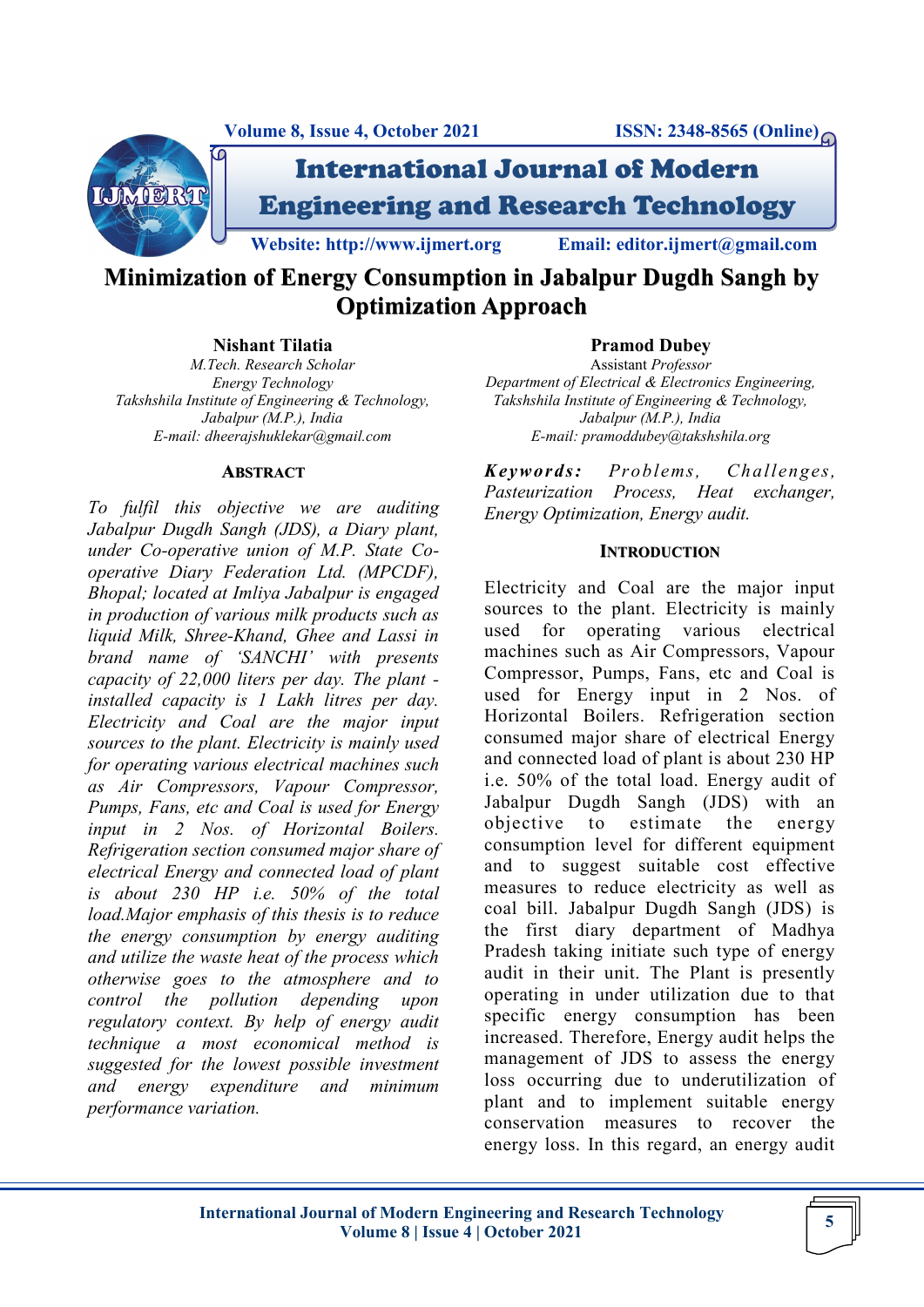# Minimization of Energy Consumption in Jabalpur Dugdh Sangh by Optimization Approach

**Nishant Tilatia**
*M.Tech. Research Scholar*
*Energy Technology*
*Takshshila Institute of Engineering & Technology,*
*Jabalpur (M.P.), India*
*E-mail: dheerajshuklekar@gmail.com*

**Pramod Dubey**
Assistant *Professor*
*Department of Electrical & Electronics Engineering,*
*Takshshila Institute of Engineering & Technology,*
*Jabalpur (M.P.), India*
*E-mail: pramoddubey@takshshila.org*

## ABSTRACT

*To fulfil this objective we are auditing Jabalpur Dugdh Sangh (JDS), a Diary plant, under Co-operative union of M.P. State Co-operative Diary Federation Ltd. (MPCDF), Bhopal; located at Imliya Jabalpur is engaged in production of various milk products such as liquid Milk, Shree-Khand, Ghee and Lassi in brand name of 'SANCHI' with presents capacity of 22,000 liters per day. The plant - installed capacity is 1 Lakh litres per day. Electricity and Coal are the major input sources to the plant. Electricity is mainly used for operating various electrical machines such as Air Compressors, Vapour Compressor, Pumps, Fans, etc and Coal is used for Energy input in 2 Nos. of Horizontal Boilers. Refrigeration section consumed major share of electrical Energy and connected load of plant is about 230 HP i.e. 50% of the total load.Major emphasis of this thesis is to reduce the energy consumption by energy auditing and utilize the waste heat of the process which otherwise goes to the atmosphere and to control the pollution depending upon regulatory context. By help of energy audit technique a most economical method is suggested for the lowest possible investment and energy expenditure and minimum performance variation.*

***Keywords:*** *Problems, Challenges, Pasteurization Process, Heat exchanger, Energy Optimization, Energy audit.*

## INTRODUCTION

Electricity and Coal are the major input sources to the plant. Electricity is mainly used for operating various electrical machines such as Air Compressors, Vapour Compressor, Pumps, Fans, etc and Coal is used for Energy input in 2 Nos. of Horizontal Boilers. Refrigeration section consumed major share of electrical Energy and connected load of plant is about 230 HP i.e. 50% of the total load. Energy audit of Jabalpur Dugdh Sangh (JDS) with an objective to estimate the energy consumption level for different equipment and to suggest suitable cost effective measures to reduce electricity as well as coal bill. Jabalpur Dugdh Sangh (JDS) is the first diary department of Madhya Pradesh taking initiate such type of energy audit in their unit. The Plant is presently operating in under utilization due to that specific energy consumption has been increased. Therefore, Energy audit helps the management of JDS to assess the energy loss occurring due to underutilization of plant and to implement suitable energy conservation measures to recover the energy loss. In this regard, an energy audit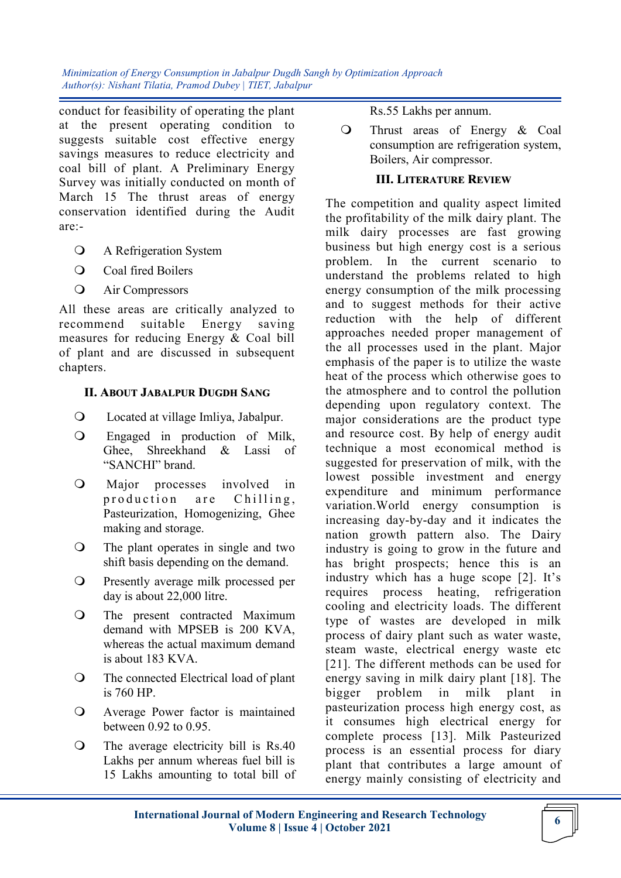conduct for feasibility of operating the plant at the present operating condition to suggests suitable cost effective energy savings measures to reduce electricity and coal bill of plant. A Preliminary Energy Survey was initially conducted on month of March 15 The thrust areas of energy conservation identified during the Audit are:-

- A Refrigeration System
- Coal fired Boilers
- Air Compressors

All these areas are critically analyzed to recommend suitable Energy saving measures for reducing Energy & Coal bill of plant and are discussed in subsequent chapters.

## II. About Jabalpur Dugdh Sang

- Located at village Imliya, Jabalpur.
- Engaged in production of Milk, Ghee, Shreekhand & Lassi of "SANCHI" brand.
- Major processes involved in production are Chilling, Pasteurization, Homogenizing, Ghee making and storage.
- The plant operates in single and two shift basis depending on the demand.
- Presently average milk processed per day is about 22,000 litre.
- The present contracted Maximum demand with MPSEB is 200 KVA, whereas the actual maximum demand is about 183 KVA.
- The connected Electrical load of plant is 760 HP.
- Average Power factor is maintained between 0.92 to 0.95.
- The average electricity bill is Rs.40 Lakhs per annum whereas fuel bill is 15 Lakhs amounting to total bill of Rs.55 Lakhs per annum.
- Thrust areas of Energy & Coal consumption are refrigeration system, Boilers, Air compressor.

## III. Literature Review

The competition and quality aspect limited the profitability of the milk dairy plant. The milk dairy processes are fast growing business but high energy cost is a serious problem. In the current scenario to understand the problems related to high energy consumption of the milk processing and to suggest methods for their active reduction with the help of different approaches needed proper management of the all processes used in the plant. Major emphasis of the paper is to utilize the waste heat of the process which otherwise goes to the atmosphere and to control the pollution depending upon regulatory context. The major considerations are the product type and resource cost. By help of energy audit technique a most economical method is suggested for preservation of milk, with the lowest possible investment and energy expenditure and minimum performance variation.World energy consumption is increasing day-by-day and it indicates the nation growth pattern also. The Dairy industry is going to grow in the future and has bright prospects; hence this is an industry which has a huge scope [2]. It's requires process heating, refrigeration cooling and electricity loads. The different type of wastes are developed in milk process of dairy plant such as water waste, steam waste, electrical energy waste etc [21]. The different methods can be used for energy saving in milk dairy plant [18]. The bigger problem in milk plant in pasteurization process high energy cost, as it consumes high electrical energy for complete process [13]. Milk Pasteurized process is an essential process for diary plant that contributes a large amount of energy mainly consisting of electricity and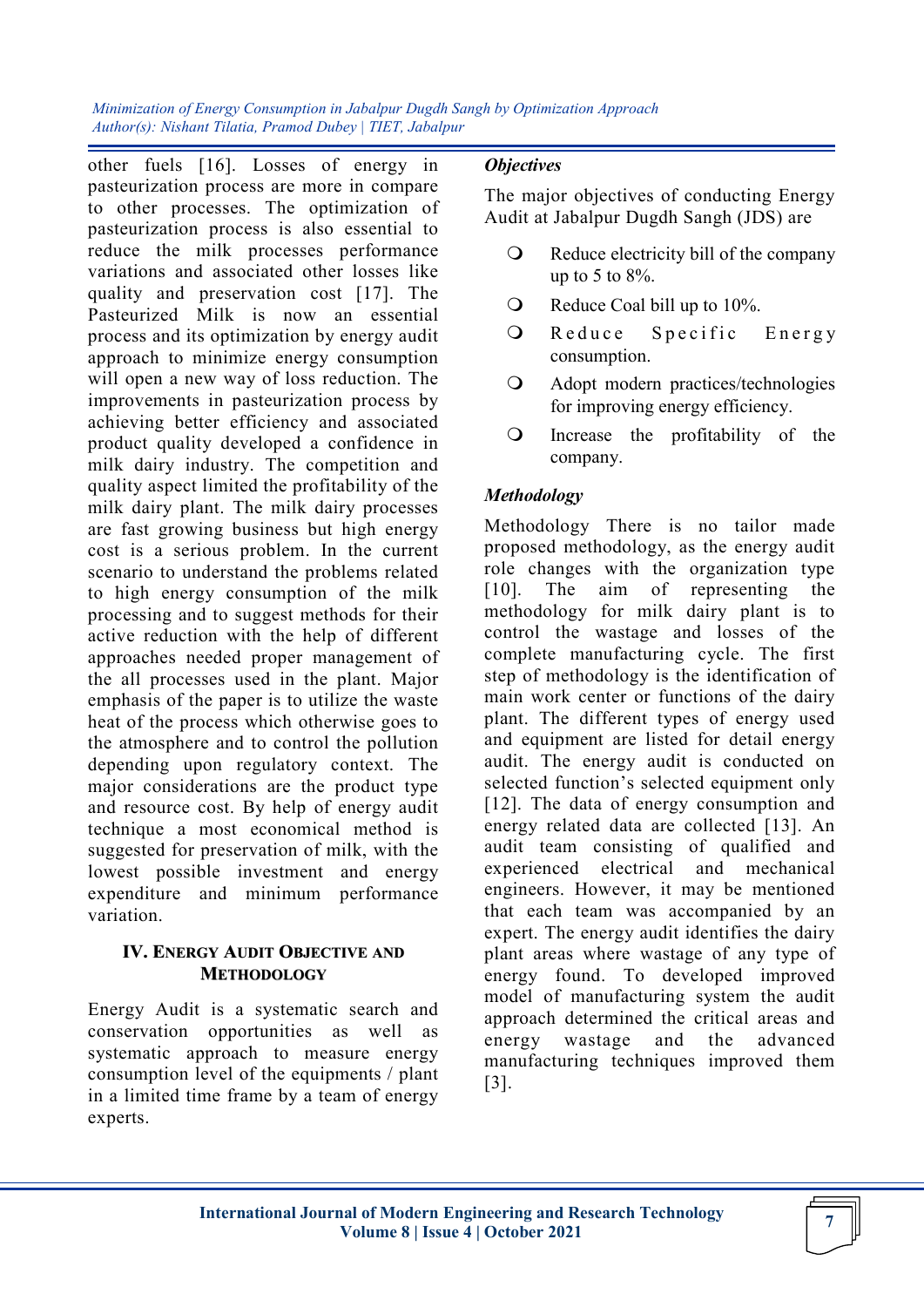other fuels [16]. Losses of energy in pasteurization process are more in compare to other processes. The optimization of pasteurization process is also essential to reduce the milk processes performance variations and associated other losses like quality and preservation cost [17]. The Pasteurized Milk is now an essential process and its optimization by energy audit approach to minimize energy consumption will open a new way of loss reduction. The improvements in pasteurization process by achieving better efficiency and associated product quality developed a confidence in milk dairy industry. The competition and quality aspect limited the profitability of the milk dairy plant. The milk dairy processes are fast growing business but high energy cost is a serious problem. In the current scenario to understand the problems related to high energy consumption of the milk processing and to suggest methods for their active reduction with the help of different approaches needed proper management of the all processes used in the plant. Major emphasis of the paper is to utilize the waste heat of the process which otherwise goes to the atmosphere and to control the pollution depending upon regulatory context. The major considerations are the product type and resource cost. By help of energy audit technique a most economical method is suggested for preservation of milk, with the lowest possible investment and energy expenditure and minimum performance variation.

## IV. Energy Audit Objective and Methodology

Energy Audit is a systematic search and conservation opportunities as well as systematic approach to measure energy consumption level of the equipments / plant in a limited time frame by a team of energy experts.

### *Objectives*

The major objectives of conducting Energy Audit at Jabalpur Dugdh Sangh (JDS) are

- Reduce electricity bill of the company up to 5 to 8%.
- Reduce Coal bill up to 10%.
- Reduce Specific Energy consumption.
- Adopt modern practices/technologies for improving energy efficiency.
- Increase the profitability of the company.

### *Methodology*

Methodology There is no tailor made proposed methodology, as the energy audit role changes with the organization type [10]. The aim of representing the methodology for milk dairy plant is to control the wastage and losses of the complete manufacturing cycle. The first step of methodology is the identification of main work center or functions of the dairy plant. The different types of energy used and equipment are listed for detail energy audit. The energy audit is conducted on selected function's selected equipment only [12]. The data of energy consumption and energy related data are collected [13]. An audit team consisting of qualified and experienced electrical and mechanical engineers. However, it may be mentioned that each team was accompanied by an expert. The energy audit identifies the dairy plant areas where wastage of any type of energy found. To developed improved model of manufacturing system the audit approach determined the critical areas and energy wastage and the advanced manufacturing techniques improved them [3].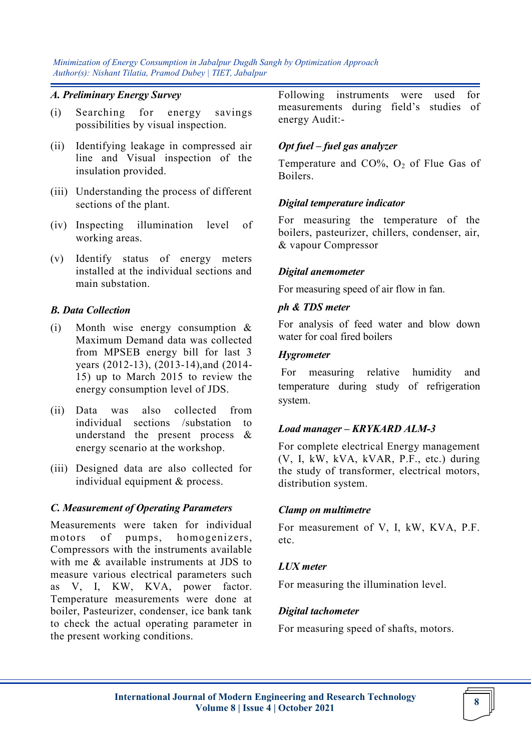### A. Preliminary Energy Survey

(i) Searching for energy savings possibilities by visual inspection.

(ii) Identifying leakage in compressed air line and Visual inspection of the insulation provided.

(iii) Understanding the process of different sections of the plant.

(iv) Inspecting illumination level of working areas.

(v) Identify status of energy meters installed at the individual sections and main substation.

### B. Data Collection

(i) Month wise energy consumption & Maximum Demand data was collected from MPSEB energy bill for last 3 years (2012-13), (2013-14),and (2014-15) up to March 2015 to review the energy consumption level of JDS.

(ii) Data was also collected from individual sections /substation to understand the present process & energy scenario at the workshop.

(iii) Designed data are also collected for individual equipment & process.

### C. Measurement of Operating Parameters

Measurements were taken for individual motors of pumps, homogenizers, Compressors with the instruments available with me & available instruments at JDS to measure various electrical parameters such as V, I, KW, KVA, power factor. Temperature measurements were done at boiler, Pasteurizer, condenser, ice bank tank to check the actual operating parameter in the present working conditions.

Following instruments were used for measurements during field's studies of energy Audit:-

***Opt fuel – fuel gas analyzer***

Temperature and CO%, $O_2$ of Flue Gas of Boilers.

***Digital temperature indicator***

For measuring the temperature of the boilers, pasteurizer, chillers, condenser, air, & vapour Compressor

***Digital anemometer***

For measuring speed of air flow in fan.

***ph & TDS meter***

For analysis of feed water and blow down water for coal fired boilers

***Hygrometer***

For measuring relative humidity and temperature during study of refrigeration system.

***Load manager – KRYKARD ALM-3***

For complete electrical Energy management (V, I, kW, kVA, kVAR, P.F., etc.) during the study of transformer, electrical motors, distribution system.

***Clamp on multimetre***

For measurement of V, I, kW, KVA, P.F. etc.

***LUX meter***

For measuring the illumination level.

***Digital tachometer***

For measuring speed of shafts, motors.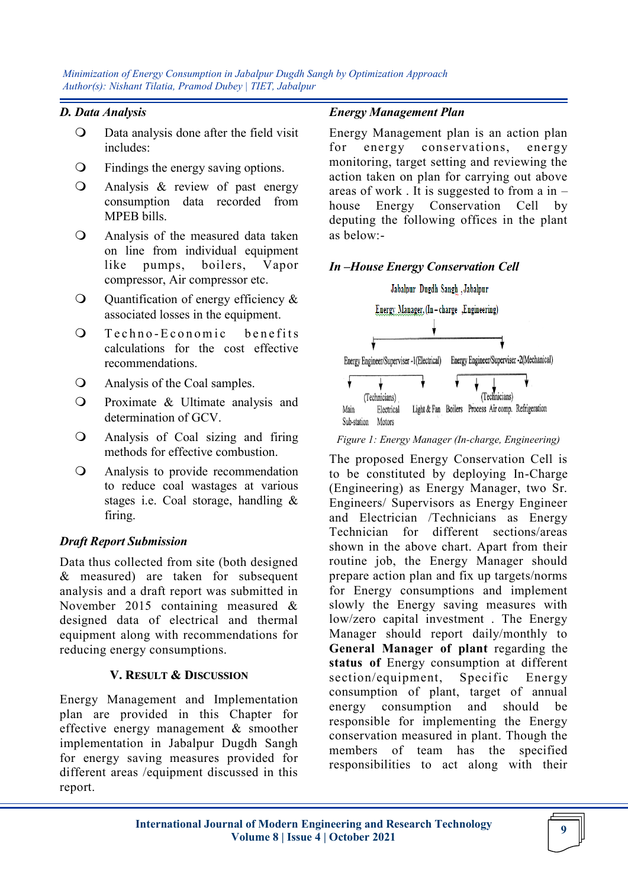### D. Data Analysis

- Data analysis done after the field visit includes:
- Findings the energy saving options.
- Analysis & review of past energy consumption data recorded from MPEB bills.
- Analysis of the measured data taken on line from individual equipment like pumps, boilers, Vapor compressor, Air compressor etc.
- Quantification of energy efficiency & associated losses in the equipment.
- Techno-Economic benefits calculations for the cost effective recommendations.
- Analysis of the Coal samples.
- Proximate & Ultimate analysis and determination of GCV.
- Analysis of Coal sizing and firing methods for effective combustion.
- Analysis to provide recommendation to reduce coal wastages at various stages i.e. Coal storage, handling & firing.

### Draft Report Submission

Data thus collected from site (both designed & measured) are taken for subsequent analysis and a draft report was submitted in November 2015 containing measured & designed data of electrical and thermal equipment along with recommendations for reducing energy consumptions.

## V. Result & Discussion

Energy Management and Implementation plan are provided in this Chapter for effective energy management & smoother implementation in Jabalpur Dugdh Sangh for energy saving measures provided for different areas /equipment discussed in this report.

### Energy Management Plan

Energy Management plan is an action plan for energy conservations, energy monitoring, target setting and reviewing the action taken on plan for carrying out above areas of work . It is suggested to from a in – house Energy Conservation Cell by deputing the following offices in the plant as below:-

### In –House Energy Conservation Cell

Jabalpur Dugdh Sangh ,Jabalpur

Energy Manager,(In-charge ,Engineering)

Energy Engineer/Superviser -1(Electrical) | Energy Engineer/Superviser -2(Mechanical)

(Technicians): Main Sub-station, Electrical Motors, Light & Fan | (Technicians): Boilers, Process, Air comp., Refrigeration

*Figure 1: Energy Manager (In-charge, Engineering)*

The proposed Energy Conservation Cell is to be constituted by deploying In-Charge (Engineering) as Energy Manager, two Sr. Engineers/ Supervisors as Energy Engineer and Electrician /Technicians as Energy Technician for different sections/areas shown in the above chart. Apart from their routine job, the Energy Manager should prepare action plan and fix up targets/norms for Energy consumptions and implement slowly the Energy saving measures with low/zero capital investment . The Energy Manager should report daily/monthly to **General Manager of plant** regarding the **status of** Energy consumption at different section/equipment, Specific Energy consumption of plant, target of annual energy consumption and should be responsible for implementing the Energy conservation measured in plant. Though the members of team has the specified responsibilities to act along with their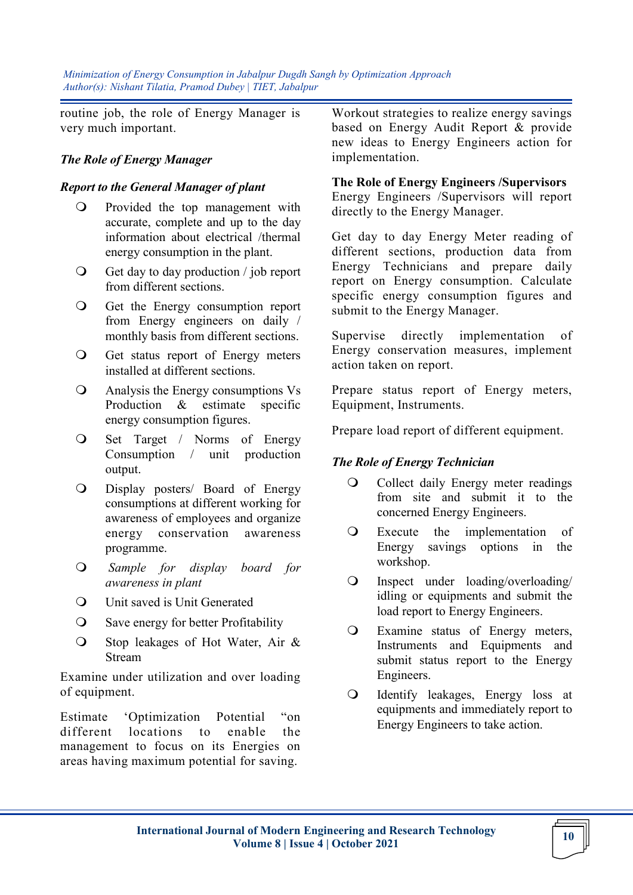routine job, the role of Energy Manager is very much important.

### *The Role of Energy Manager*

#### *Report to the General Manager of plant*

- Provided the top management with accurate, complete and up to the day information about electrical /thermal energy consumption in the plant.
- Get day to day production / job report from different sections.
- Get the Energy consumption report from Energy engineers on daily / monthly basis from different sections.
- Get status report of Energy meters installed at different sections.
- Analysis the Energy consumptions Vs Production & estimate specific energy consumption figures.
- Set Target / Norms of Energy Consumption / unit production output.
- Display posters/ Board of Energy consumptions at different working for awareness of employees and organize energy conservation awareness programme.
- *Sample for display board for awareness in plant*
- Unit saved is Unit Generated
- Save energy for better Profitability
- Stop leakages of Hot Water, Air & Stream

Examine under utilization and over loading of equipment.

Estimate 'Optimization Potential "on different locations to enable the management to focus on its Energies on areas having maximum potential for saving.

Workout strategies to realize energy savings based on Energy Audit Report & provide new ideas to Energy Engineers action for implementation.

### The Role of Energy Engineers /Supervisors

Energy Engineers /Supervisors will report directly to the Energy Manager.

Get day to day Energy Meter reading of different sections, production data from Energy Technicians and prepare daily report on Energy consumption. Calculate specific energy consumption figures and submit to the Energy Manager.

Supervise directly implementation of Energy conservation measures, implement action taken on report.

Prepare status report of Energy meters, Equipment, Instruments.

Prepare load report of different equipment.

### *The Role of Energy Technician*

- Collect daily Energy meter readings from site and submit it to the concerned Energy Engineers.
- Execute the implementation of Energy savings options in the workshop.
- Inspect under loading/overloading/ idling or equipments and submit the load report to Energy Engineers.
- Examine status of Energy meters, Instruments and Equipments and submit status report to the Energy Engineers.
- Identify leakages, Energy loss at equipments and immediately report to Energy Engineers to take action.